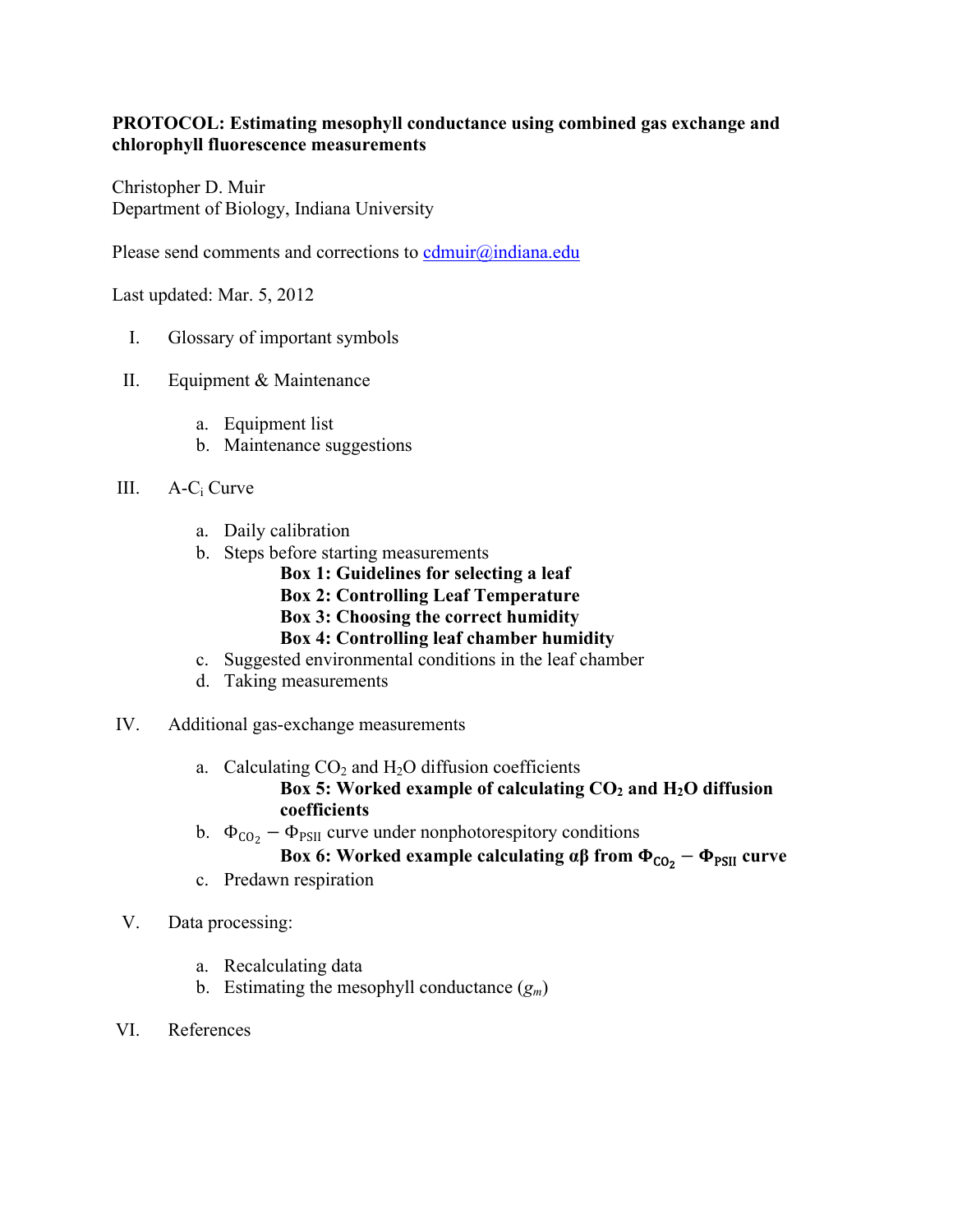**PROTOCOL: Estimating mesophyll conductance using combined gas exchange and chlorophyll fluorescence measurements**

Christopher D. Muir
Department of Biology, Indiana University

Please send comments and corrections to cdmuir@indiana.edu

Last updated: Mar. 5, 2012

I. Glossary of important symbols

II. Equipment & Maintenance

   a. Equipment list
   b. Maintenance suggestions

III. A-$C_i$ Curve

   a. Daily calibration
   b. Steps before starting measurements
      **Box 1: Guidelines for selecting a leaf**
      **Box 2: Controlling Leaf Temperature**
      **Box 3: Choosing the correct humidity**
      **Box 4: Controlling leaf chamber humidity**
   c. Suggested environmental conditions in the leaf chamber
   d. Taking measurements

IV. Additional gas-exchange measurements

   a. Calculating $CO_2$ and $H_2O$ diffusion coefficients
      **Box 5: Worked example of calculating $CO_2$ and $H_2O$ diffusion coefficients**
   b. $\Phi_{CO_2} - \Phi_{PSII}$ curve under nonphotorespitory conditions
      **Box 6: Worked example calculating αβ from $\Phi_{CO_2} - \Phi_{PSII}$ curve**
   c. Predawn respiration

V. Data processing:

   a. Recalculating data
   b. Estimating the mesophyll conductance ($g_m$)

VI. References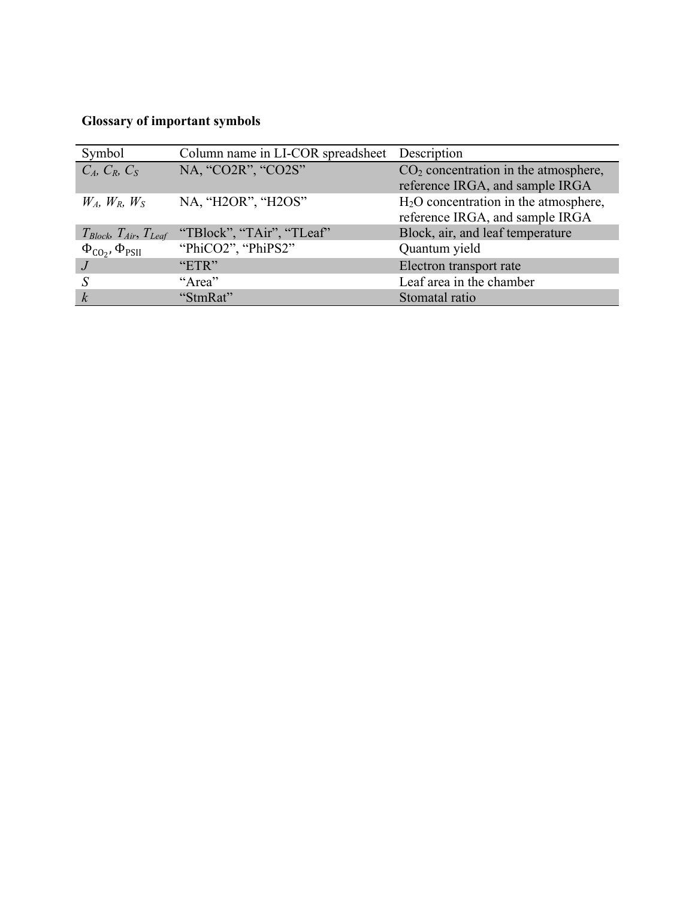**Glossary of important symbols**

| Symbol | Column name in LI-COR spreadsheet | Description |
| --- | --- | --- |
| $C_A$, $C_R$, $C_S$ | NA, “CO2R”, “CO2S” | $CO_2$ concentration in the atmosphere, reference IRGA, and sample IRGA |
| $W_A$, $W_R$, $W_S$ | NA, “H2OR”, “H2OS” | $H_2O$ concentration in the atmosphere, reference IRGA, and sample IRGA |
| $T_{Block}$, $T_{Air}$, $T_{Leaf}$ | “TBlock”, “TAir”, “TLeaf” | Block, air, and leaf temperature |
| $\Phi_{CO_2}$, $\Phi_{PSII}$ | “PhiCO2”, “PhiPS2” | Quantum yield |
| $J$ | “ETR” | Electron transport rate |
| $S$ | “Area” | Leaf area in the chamber |
| $k$ | “StmRat” | Stomatal ratio |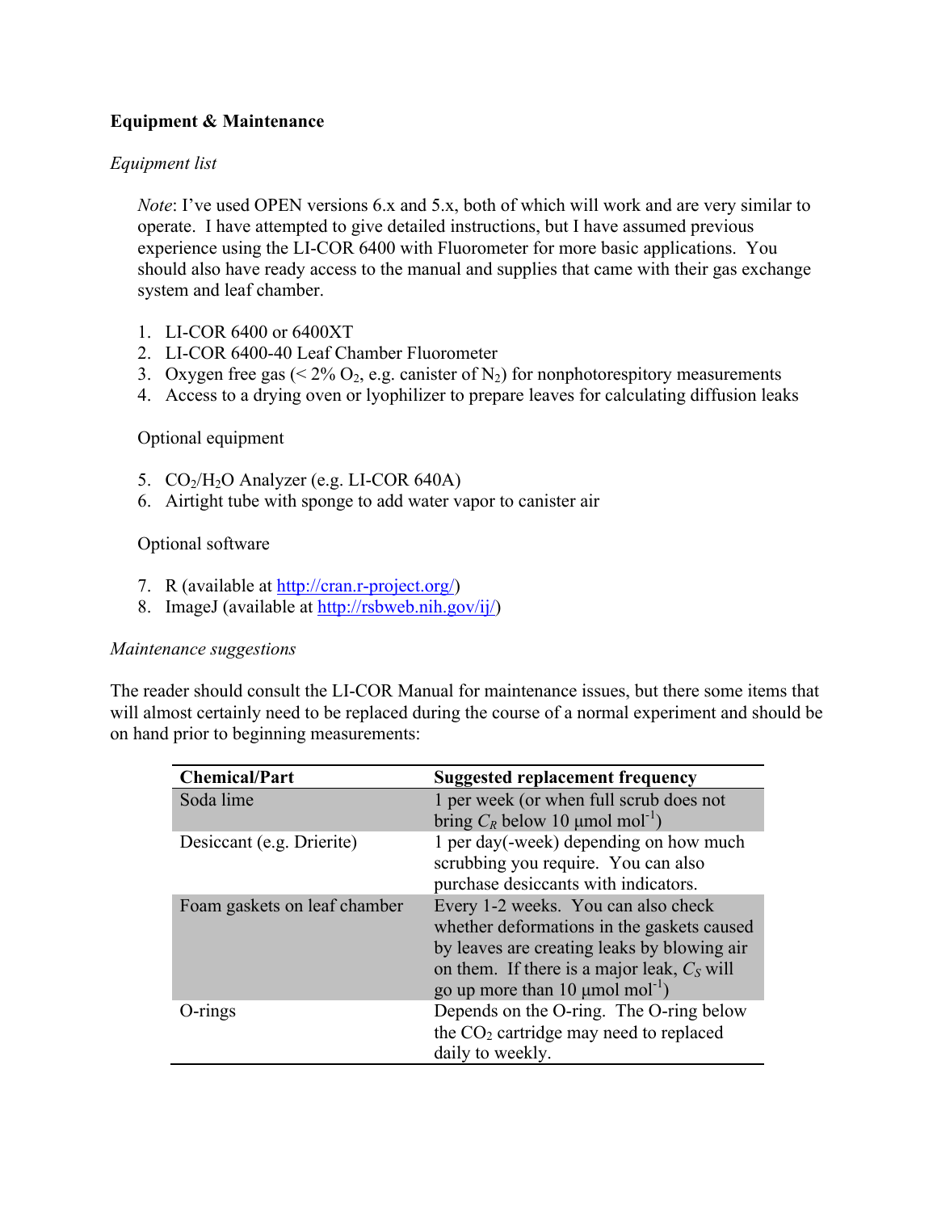## Equipment & Maintenance

### *Equipment list*

*Note*: I've used OPEN versions 6.x and 5.x, both of which will work and are very similar to operate. I have attempted to give detailed instructions, but I have assumed previous experience using the LI-COR 6400 with Fluorometer for more basic applications. You should also have ready access to the manual and supplies that came with their gas exchange system and leaf chamber.

1. LI-COR 6400 or 6400XT
2. LI-COR 6400-40 Leaf Chamber Fluorometer
3. Oxygen free gas (< 2% $O_2$, e.g. canister of $N_2$) for nonphotorespitory measurements
4. Access to a drying oven or lyophilizer to prepare leaves for calculating diffusion leaks

Optional equipment

5. $CO_2$/$H_2O$ Analyzer (e.g. LI-COR 640A)
6. Airtight tube with sponge to add water vapor to canister air

Optional software

7. R (available at http://cran.r-project.org/)
8. ImageJ (available at http://rsbweb.nih.gov/ij/)

### *Maintenance suggestions*

The reader should consult the LI-COR Manual for maintenance issues, but there some items that will almost certainly need to be replaced during the course of a normal experiment and should be on hand prior to beginning measurements:

| Chemical/Part | Suggested replacement frequency |
| --- | --- |
| Soda lime | 1 per week (or when full scrub does not bring $C_R$ below 10 μmol mol$^{-1}$) |
| Desiccant (e.g. Drierite) | 1 per day(-week) depending on how much scrubbing you require. You can also purchase desiccants with indicators. |
| Foam gaskets on leaf chamber | Every 1-2 weeks. You can also check whether deformations in the gaskets caused by leaves are creating leaks by blowing air on them. If there is a major leak, $C_S$ will go up more than 10 μmol mol$^{-1}$) |
| O-rings | Depends on the O-ring. The O-ring below the $CO_2$ cartridge may need to replaced daily to weekly. |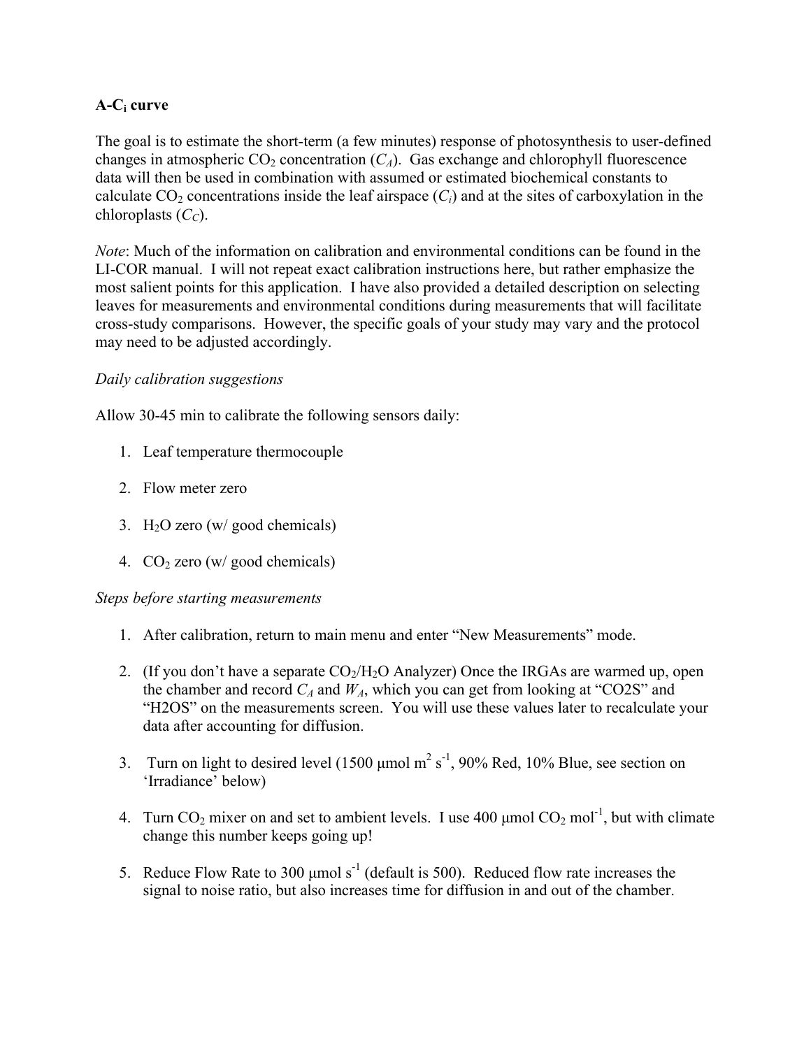## A-$C_i$ curve

The goal is to estimate the short-term (a few minutes) response of photosynthesis to user-defined changes in atmospheric $CO_2$ concentration ($C_A$). Gas exchange and chlorophyll fluorescence data will then be used in combination with assumed or estimated biochemical constants to calculate $CO_2$ concentrations inside the leaf airspace ($C_i$) and at the sites of carboxylation in the chloroplasts ($C_C$).

*Note*: Much of the information on calibration and environmental conditions can be found in the LI-COR manual. I will not repeat exact calibration instructions here, but rather emphasize the most salient points for this application. I have also provided a detailed description on selecting leaves for measurements and environmental conditions during measurements that will facilitate cross-study comparisons. However, the specific goals of your study may vary and the protocol may need to be adjusted accordingly.

*Daily calibration suggestions*

Allow 30-45 min to calibrate the following sensors daily:

1. Leaf temperature thermocouple
2. Flow meter zero
3. $H_2O$ zero (w/ good chemicals)
4. $CO_2$ zero (w/ good chemicals)

*Steps before starting measurements*

1. After calibration, return to main menu and enter "New Measurements" mode.
2. (If you don't have a separate $CO_2$/$H_2O$ Analyzer) Once the IRGAs are warmed up, open the chamber and record $C_A$ and $W_A$, which you can get from looking at "CO2S" and "H2OS" on the measurements screen. You will use these values later to recalculate your data after accounting for diffusion.
3. Turn on light to desired level (1500 μmol $m^2$ $s^{-1}$, 90% Red, 10% Blue, see section on 'Irradiance' below)
4. Turn $CO_2$ mixer on and set to ambient levels. I use 400 μmol $CO_2$ $mol^{-1}$, but with climate change this number keeps going up!
5. Reduce Flow Rate to 300 μmol $s^{-1}$ (default is 500). Reduced flow rate increases the signal to noise ratio, but also increases time for diffusion in and out of the chamber.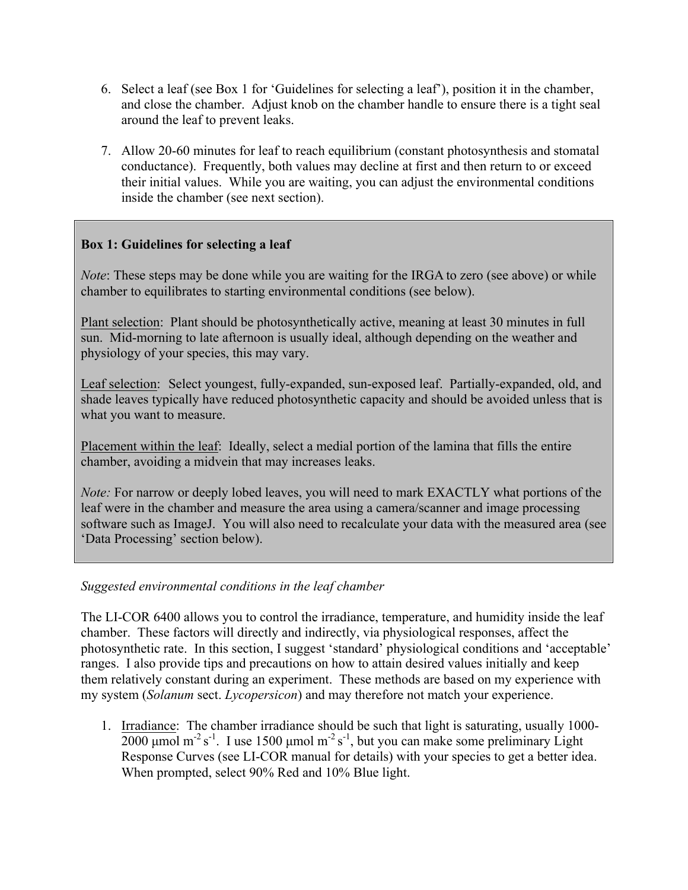6. Select a leaf (see Box 1 for 'Guidelines for selecting a leaf'), position it in the chamber, and close the chamber. Adjust knob on the chamber handle to ensure there is a tight seal around the leaf to prevent leaks.

7. Allow 20-60 minutes for leaf to reach equilibrium (constant photosynthesis and stomatal conductance). Frequently, both values may decline at first and then return to or exceed their initial values. While you are waiting, you can adjust the environmental conditions inside the chamber (see next section).

> **Box 1: Guidelines for selecting a leaf**
>
> *Note*: These steps may be done while you are waiting for the IRGA to zero (see above) or while chamber to equilibrates to starting environmental conditions (see below).
>
> Plant selection: Plant should be photosynthetically active, meaning at least 30 minutes in full sun. Mid-morning to late afternoon is usually ideal, although depending on the weather and physiology of your species, this may vary.
>
> Leaf selection: Select youngest, fully-expanded, sun-exposed leaf. Partially-expanded, old, and shade leaves typically have reduced photosynthetic capacity and should be avoided unless that is what you want to measure.
>
> Placement within the leaf: Ideally, select a medial portion of the lamina that fills the entire chamber, avoiding a midvein that may increases leaks.
>
> *Note:* For narrow or deeply lobed leaves, you will need to mark EXACTLY what portions of the leaf were in the chamber and measure the area using a camera/scanner and image processing software such as ImageJ. You will also need to recalculate your data with the measured area (see 'Data Processing' section below).

*Suggested environmental conditions in the leaf chamber*

The LI-COR 6400 allows you to control the irradiance, temperature, and humidity inside the leaf chamber. These factors will directly and indirectly, via physiological responses, affect the photosynthetic rate. In this section, I suggest 'standard' physiological conditions and 'acceptable' ranges. I also provide tips and precautions on how to attain desired values initially and keep them relatively constant during an experiment. These methods are based on my experience with my system (*Solanum* sect. *Lycopersicon*) and may therefore not match your experience.

1. Irradiance: The chamber irradiance should be such that light is saturating, usually 1000-2000 μmol $m^{-2}$ $s^{-1}$. I use 1500 μmol $m^{-2}$ $s^{-1}$, but you can make some preliminary Light Response Curves (see LI-COR manual for details) with your species to get a better idea. When prompted, select 90% Red and 10% Blue light.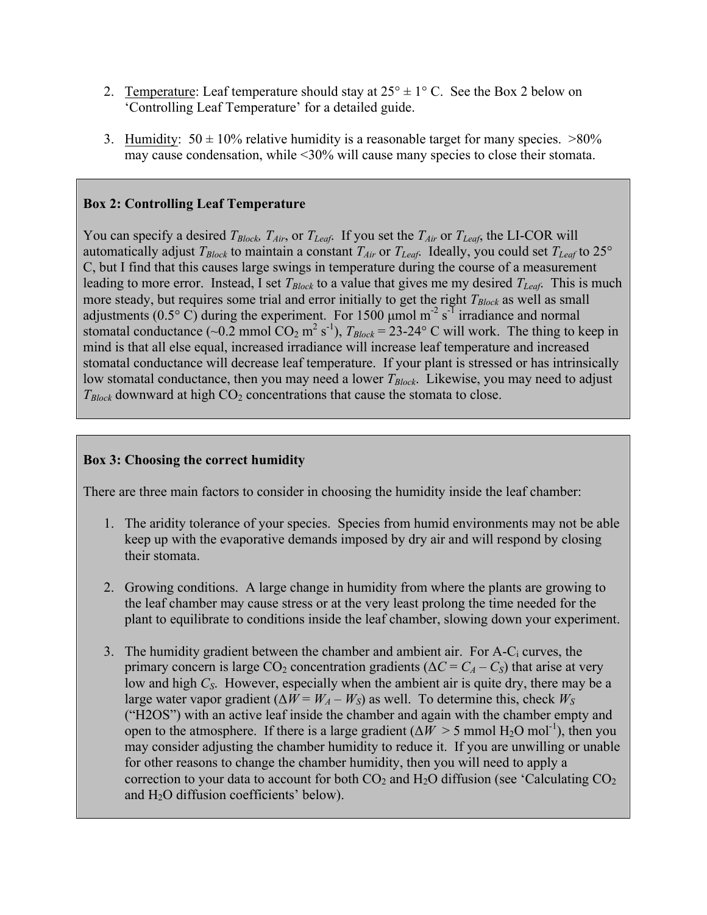2. Temperature: Leaf temperature should stay at 25° ± 1° C. See the Box 2 below on 'Controlling Leaf Temperature' for a detailed guide.

3. Humidity: 50 ± 10% relative humidity is a reasonable target for many species. >80% may cause condensation, while <30% will cause many species to close their stomata.

> **Box 2: Controlling Leaf Temperature**
>
> You can specify a desired $T_{Block}$, $T_{Air}$, or $T_{Leaf}$. If you set the $T_{Air}$ or $T_{Leaf}$, the LI-COR will automatically adjust $T_{Block}$ to maintain a constant $T_{Air}$ or $T_{Leaf}$. Ideally, you could set $T_{Leaf}$ to 25° C, but I find that this causes large swings in temperature during the course of a measurement leading to more error. Instead, I set $T_{Block}$ to a value that gives me my desired $T_{Leaf}$. This is much more steady, but requires some trial and error initially to get the right $T_{Block}$ as well as small adjustments (0.5° C) during the experiment. For 1500 μmol $m^{-2}$ $s^{-1}$ irradiance and normal stomatal conductance (~0.2 mmol $CO_2$ $m^2$ $s^{-1}$), $T_{Block}$ = 23-24° C will work. The thing to keep in mind is that all else equal, increased irradiance will increase leaf temperature and increased stomatal conductance will decrease leaf temperature. If your plant is stressed or has intrinsically low stomatal conductance, then you may need a lower $T_{Block}$. Likewise, you may need to adjust $T_{Block}$ downward at high $CO_2$ concentrations that cause the stomata to close.

> **Box 3: Choosing the correct humidity**
>
> There are three main factors to consider in choosing the humidity inside the leaf chamber:
>
> 1. The aridity tolerance of your species. Species from humid environments may not be able keep up with the evaporative demands imposed by dry air and will respond by closing their stomata.
>
> 2. Growing conditions. A large change in humidity from where the plants are growing to the leaf chamber may cause stress or at the very least prolong the time needed for the plant to equilibrate to conditions inside the leaf chamber, slowing down your experiment.
>
> 3. The humidity gradient between the chamber and ambient air. For A-$C_i$ curves, the primary concern is large $CO_2$ concentration gradients ($\Delta C = C_A - C_S$) that arise at very low and high $C_S$. However, especially when the ambient air is quite dry, there may be a large water vapor gradient ($\Delta W = W_A - W_S$) as well. To determine this, check $W_S$ ("H2OS") with an active leaf inside the chamber and again with the chamber empty and open to the atmosphere. If there is a large gradient ($\Delta W$ > 5 mmol $H_2O$ $mol^{-1}$), then you may consider adjusting the chamber humidity to reduce it. If you are unwilling or unable for other reasons to change the chamber humidity, then you will need to apply a correction to your data to account for both $CO_2$ and $H_2O$ diffusion (see 'Calculating $CO_2$ and $H_2O$ diffusion coefficients' below).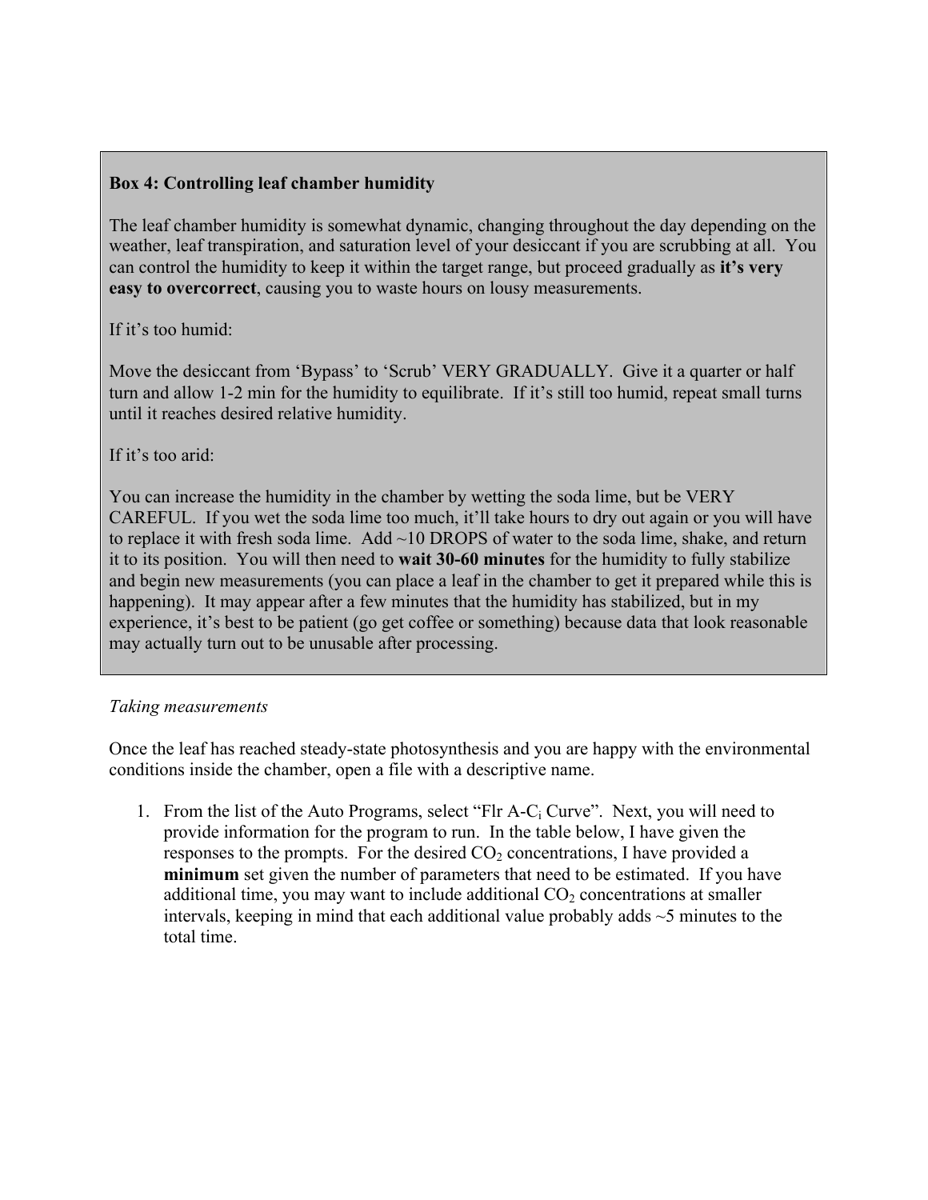**Box 4: Controlling leaf chamber humidity**

The leaf chamber humidity is somewhat dynamic, changing throughout the day depending on the weather, leaf transpiration, and saturation level of your desiccant if you are scrubbing at all. You can control the humidity to keep it within the target range, but proceed gradually as **it's very easy to overcorrect**, causing you to waste hours on lousy measurements.

If it's too humid:

Move the desiccant from 'Bypass' to 'Scrub' VERY GRADUALLY. Give it a quarter or half turn and allow 1-2 min for the humidity to equilibrate. If it's still too humid, repeat small turns until it reaches desired relative humidity.

If it's too arid:

You can increase the humidity in the chamber by wetting the soda lime, but be VERY CAREFUL. If you wet the soda lime too much, it'll take hours to dry out again or you will have to replace it with fresh soda lime. Add ~10 DROPS of water to the soda lime, shake, and return it to its position. You will then need to **wait 30-60 minutes** for the humidity to fully stabilize and begin new measurements (you can place a leaf in the chamber to get it prepared while this is happening). It may appear after a few minutes that the humidity has stabilized, but in my experience, it's best to be patient (go get coffee or something) because data that look reasonable may actually turn out to be unusable after processing.

*Taking measurements*

Once the leaf has reached steady-state photosynthesis and you are happy with the environmental conditions inside the chamber, open a file with a descriptive name.

1. From the list of the Auto Programs, select "Flr A-$C_i$ Curve". Next, you will need to provide information for the program to run. In the table below, I have given the responses to the prompts. For the desired $CO_2$ concentrations, I have provided a **minimum** set given the number of parameters that need to be estimated. If you have additional time, you may want to include additional $CO_2$ concentrations at smaller intervals, keeping in mind that each additional value probably adds ~5 minutes to the total time.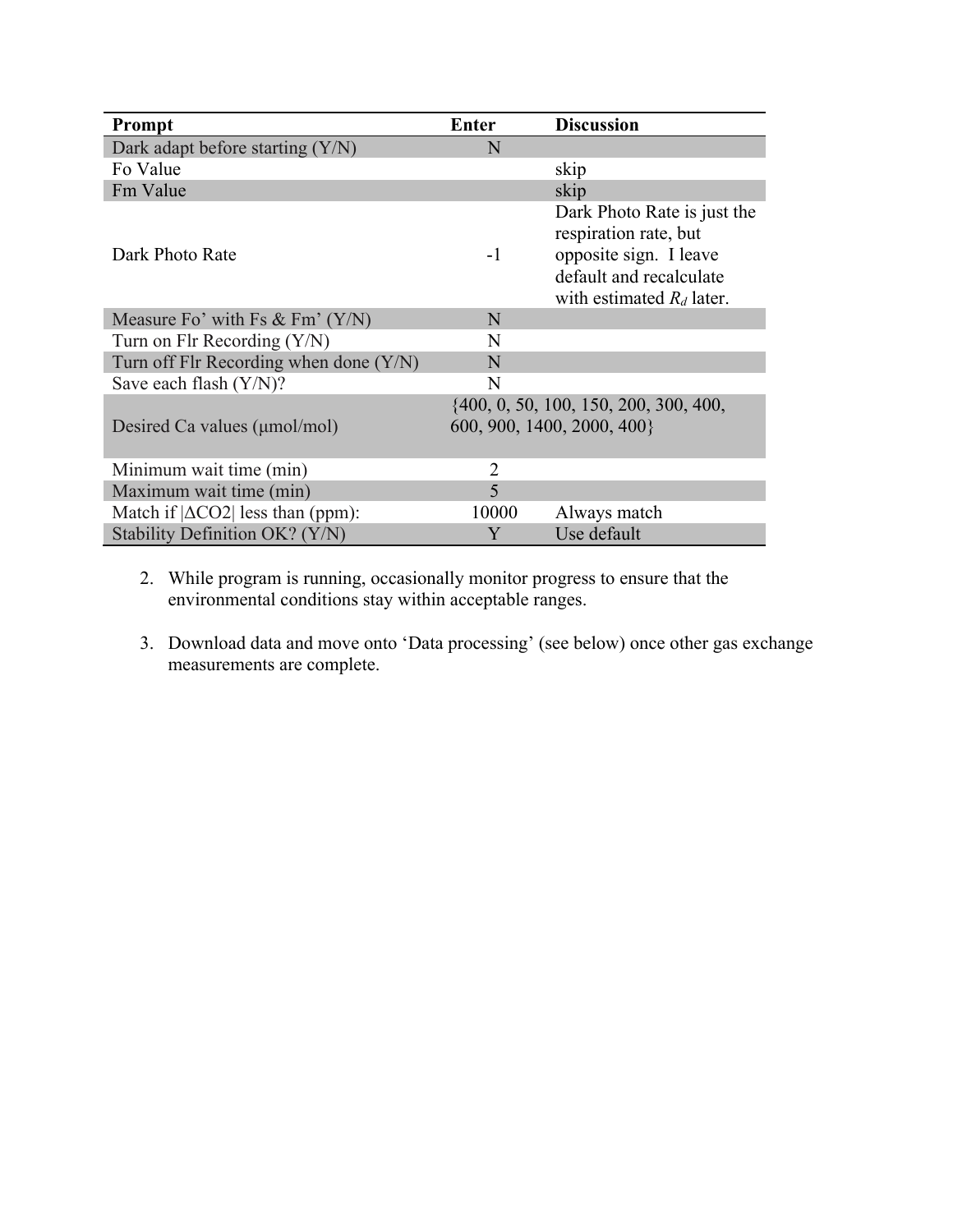| Prompt | Enter | Discussion |
|---|---|---|
| Dark adapt before starting (Y/N) | N | |
| Fo Value | | skip |
| Fm Value | | skip |
| Dark Photo Rate | -1 | Dark Photo Rate is just the respiration rate, but opposite sign. I leave default and recalculate with estimated $R_d$ later. |
| Measure Fo' with Fs & Fm' (Y/N) | N | |
| Turn on Flr Recording (Y/N) | N | |
| Turn off Flr Recording when done (Y/N) | N | |
| Save each flash (Y/N)? | N | |
| Desired Ca values (µmol/mol) | {400, 0, 50, 100, 150, 200, 300, 400, 600, 900, 1400, 2000, 400} | |
| Minimum wait time (min) | 2 | |
| Maximum wait time (min) | 5 | |
| Match if \|Δ$CO_2$\| less than (ppm): | 10000 | Always match |
| Stability Definition OK? (Y/N) | Y | Use default |

2. While program is running, occasionally monitor progress to ensure that the environmental conditions stay within acceptable ranges.

3. Download data and move onto 'Data processing' (see below) once other gas exchange measurements are complete.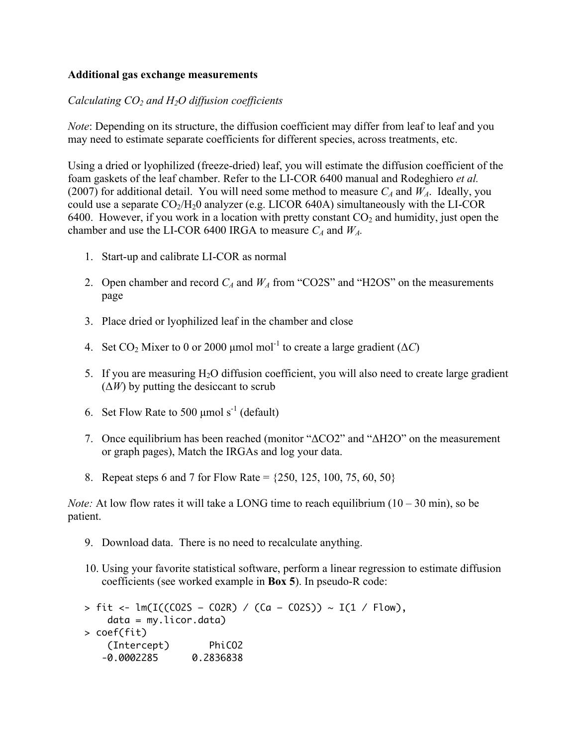**Additional gas exchange measurements**

*Calculating $CO_2$ and $H_2O$ diffusion coefficients*

*Note*: Depending on its structure, the diffusion coefficient may differ from leaf to leaf and you may need to estimate separate coefficients for different species, across treatments, etc.

Using a dried or lyophilized (freeze-dried) leaf, you will estimate the diffusion coefficient of the foam gaskets of the leaf chamber. Refer to the LI-COR 6400 manual and Rodeghiero *et al.* (2007) for additional detail. You will need some method to measure $C_A$ and $W_A$. Ideally, you could use a separate $CO_2$/$H_2$0 analyzer (e.g. LICOR 640A) simultaneously with the LI-COR 6400. However, if you work in a location with pretty constant $CO_2$ and humidity, just open the chamber and use the LI-COR 6400 IRGA to measure $C_A$ and $W_A$.

1. Start-up and calibrate LI-COR as normal
2. Open chamber and record $C_A$ and $W_A$ from "CO2S" and "H2OS" on the measurements page
3. Place dried or lyophilized leaf in the chamber and close
4. Set $CO_2$ Mixer to 0 or 2000 μmol mol$^{-1}$ to create a large gradient ($\Delta C$)
5. If you are measuring $H_2O$ diffusion coefficient, you will also need to create large gradient ($\Delta W$) by putting the desiccant to scrub
6. Set Flow Rate to 500 μmol s$^{-1}$ (default)
7. Once equilibrium has been reached (monitor "ΔCO2" and "ΔH2O" on the measurement or graph pages), Match the IRGAs and log your data.
8. Repeat steps 6 and 7 for Flow Rate = {250, 125, 100, 75, 60, 50}

*Note:* At low flow rates it will take a LONG time to reach equilibrium (10 – 30 min), so be patient.

9. Download data. There is no need to recalculate anything.
10. Using your favorite statistical software, perform a linear regression to estimate diffusion coefficients (see worked example in **Box 5**). In pseudo-R code:

```
> fit <- lm(I((CO2S - CO2R) / (Ca - CO2S)) ~ I(1 / Flow),
    data = my.licor.data)
> coef(fit)
    (Intercept)       PhiCO2
   -0.0002285      0.2836838
```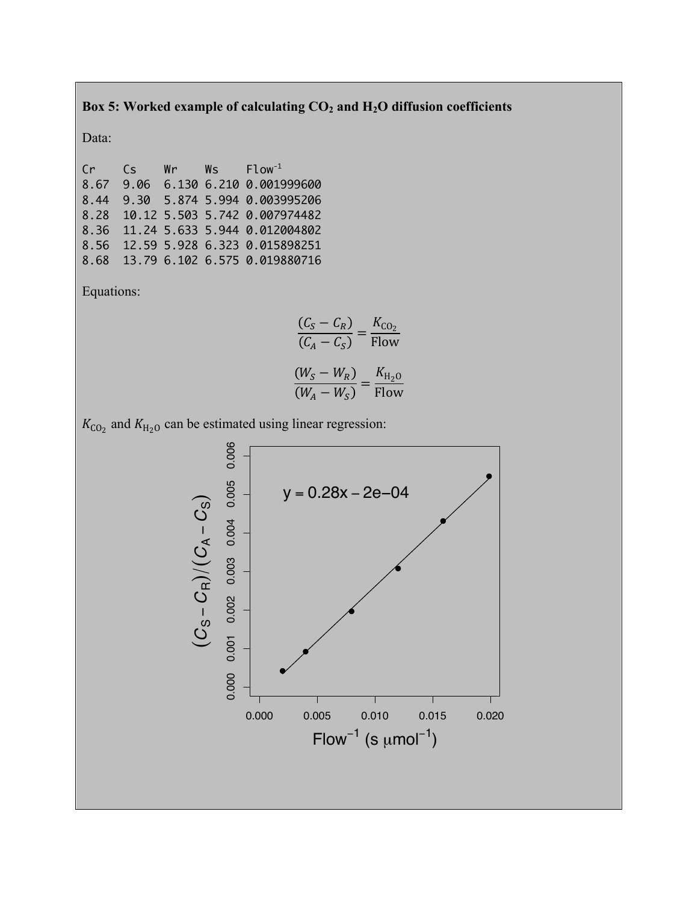**Box 5: Worked example of calculating $CO_2$ and $H_2O$ diffusion coefficients**

Data:

```
Cr    Cs    Wr    Ws    Flow^-1
8.67  9.06  6.130 6.210 0.001999600
8.44  9.30  5.874 5.994 0.003995206
8.28  10.12 5.503 5.742 0.007974482
8.36  11.24 5.633 5.944 0.012004802
8.56  12.59 5.928 6.323 0.015898251
8.68  13.79 6.102 6.575 0.019880716
```

Equations:

$$\frac{(C_S - C_R)}{(C_A - C_S)} = \frac{K_{CO_2}}{\text{Flow}}$$

$$\frac{(W_S - W_R)}{(W_A - W_S)} = \frac{K_{H_2O}}{\text{Flow}}$$

$K_{CO_2}$ and $K_{H_2O}$ can be estimated using linear regression:

y = 0.28x – 2e–04

$(C_S - C_R)/(C_A - C_S)$ vs. $\text{Flow}^{-1}$ (s μmol$^{-1}$)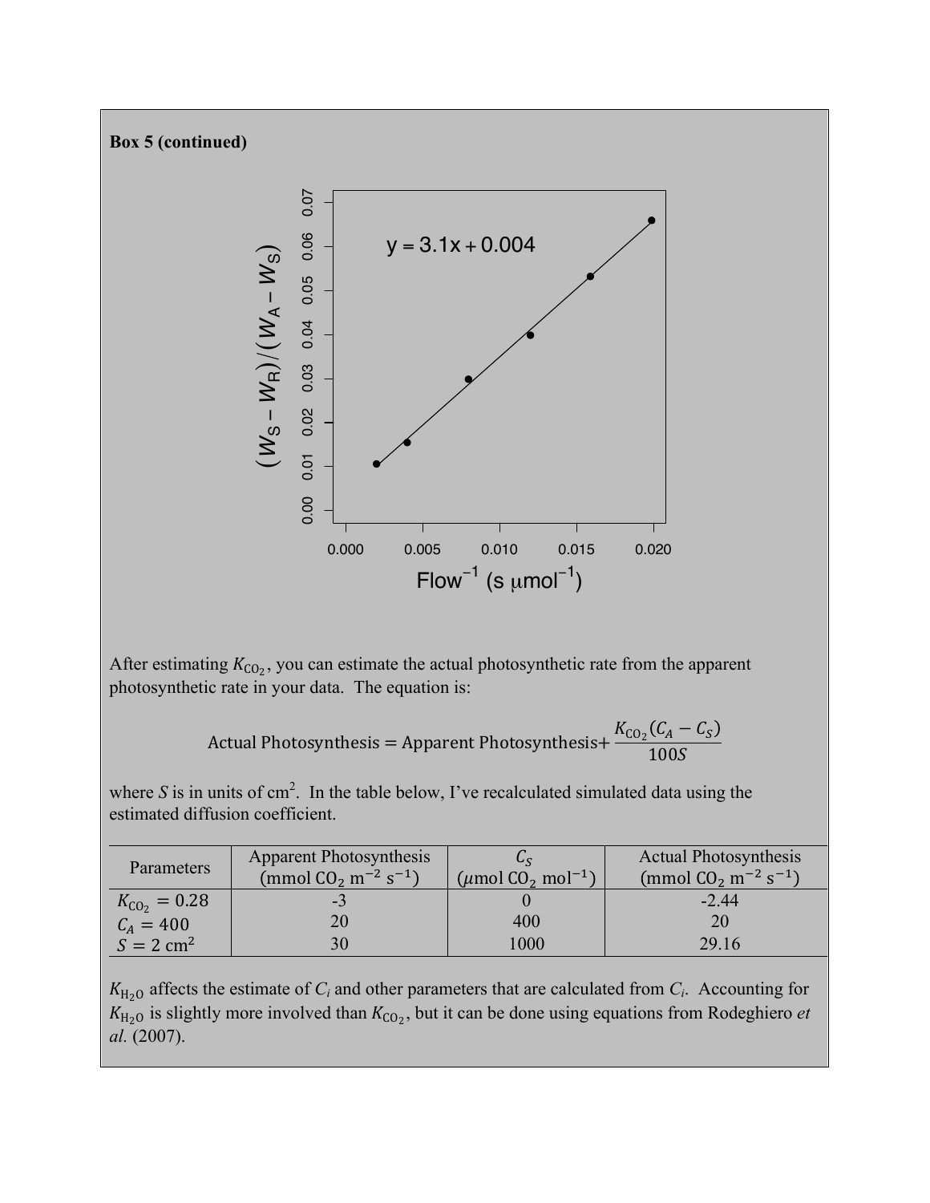**Box 5 (continued)**

After estimating $K_{CO_2}$, you can estimate the actual photosynthetic rate from the apparent photosynthetic rate in your data. The equation is:

$$\text{Actual Photosynthesis} = \text{Apparent Photosynthesis} + \frac{K_{CO_2}(C_A - C_S)}{100S}$$

where $S$ is in units of cm$^2$. In the table below, I've recalculated simulated data using the estimated diffusion coefficient.

| Parameters | Apparent Photosynthesis (mmol $CO_2$ m$^{-2}$ s$^{-1}$) | $C_S$ ($\mu$mol $CO_2$ mol$^{-1}$) | Actual Photosynthesis (mmol $CO_2$ m$^{-2}$ s$^{-1}$) |
|---|---|---|---|
| $K_{CO_2} = 0.28$ | -3 | 0 | -2.44 |
| $C_A = 400$ | 20 | 400 | 20 |
| $S = 2$ cm$^2$ | 30 | 1000 | 29.16 |

$K_{H_2O}$ affects the estimate of $C_i$ and other parameters that are calculated from $C_i$. Accounting for $K_{H_2O}$ is slightly more involved than $K_{CO_2}$, but it can be done using equations from Rodeghiero *et al.* (2007).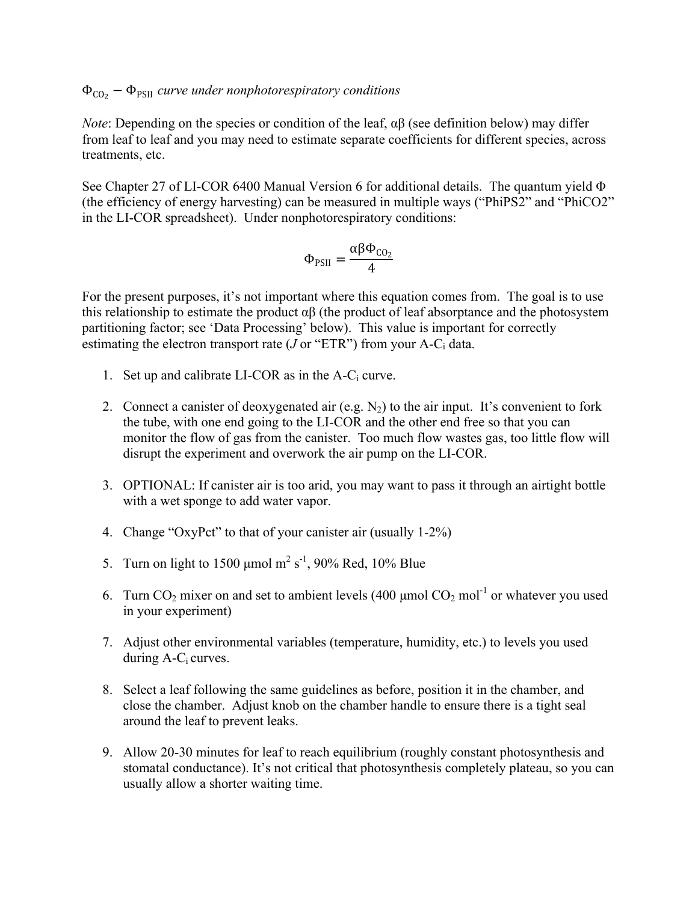*$\Phi_{CO_2} - \Phi_{PSII}$ curve under nonphotorespiratory conditions*

*Note*: Depending on the species or condition of the leaf, αβ (see definition below) may differ from leaf to leaf and you may need to estimate separate coefficients for different species, across treatments, etc.

See Chapter 27 of LI-COR 6400 Manual Version 6 for additional details. The quantum yield Φ (the efficiency of energy harvesting) can be measured in multiple ways ("PhiPS2" and "PhiCO2" in the LI-COR spreadsheet). Under nonphotorespiratory conditions:

$$\Phi_{PSII} = \frac{\alpha\beta\Phi_{CO_2}}{4}$$

For the present purposes, it's not important where this equation comes from. The goal is to use this relationship to estimate the product αβ (the product of leaf absorptance and the photosystem partitioning factor; see 'Data Processing' below). This value is important for correctly estimating the electron transport rate ($J$ or "ETR") from your A-$C_i$ data.

1. Set up and calibrate LI-COR as in the A-$C_i$ curve.
2. Connect a canister of deoxygenated air (e.g. $N_2$) to the air input. It's convenient to fork the tube, with one end going to the LI-COR and the other end free so that you can monitor the flow of gas from the canister. Too much flow wastes gas, too little flow will disrupt the experiment and overwork the air pump on the LI-COR.
3. OPTIONAL: If canister air is too arid, you may want to pass it through an airtight bottle with a wet sponge to add water vapor.
4. Change "OxyPct" to that of your canister air (usually 1-2%)
5. Turn on light to 1500 μmol $m^2$ $s^{-1}$, 90% Red, 10% Blue
6. Turn $CO_2$ mixer on and set to ambient levels (400 μmol $CO_2$ $mol^{-1}$ or whatever you used in your experiment)
7. Adjust other environmental variables (temperature, humidity, etc.) to levels you used during A-$C_i$ curves.
8. Select a leaf following the same guidelines as before, position it in the chamber, and close the chamber. Adjust knob on the chamber handle to ensure there is a tight seal around the leaf to prevent leaks.
9. Allow 20-30 minutes for leaf to reach equilibrium (roughly constant photosynthesis and stomatal conductance). It's not critical that photosynthesis completely plateau, so you can usually allow a shorter waiting time.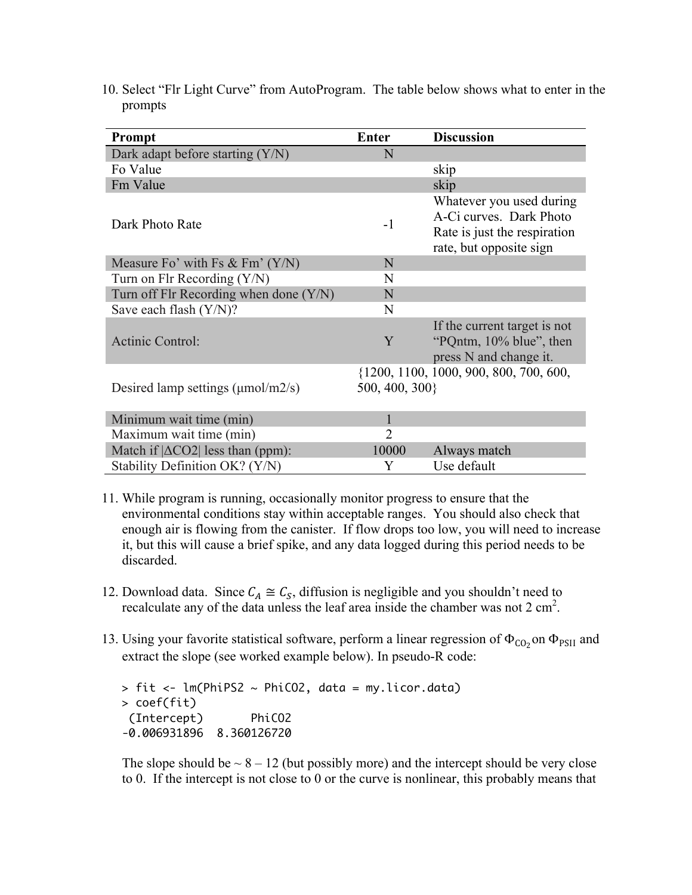10. Select “Flr Light Curve” from AutoProgram. The table below shows what to enter in the prompts

| Prompt | Enter | Discussion |
|---|---|---|
| Dark adapt before starting (Y/N) | N | |
| Fo Value | | skip |
| Fm Value | | skip |
| Dark Photo Rate | -1 | Whatever you used during A-Ci curves. Dark Photo Rate is just the respiration rate, but opposite sign |
| Measure Fo’ with Fs & Fm’ (Y/N) | N | |
| Turn on Flr Recording (Y/N) | N | |
| Turn off Flr Recording when done (Y/N) | N | |
| Save each flash (Y/N)? | N | |
| Actinic Control: | Y | If the current target is not “PQntm, 10% blue”, then press N and change it. |
| Desired lamp settings (μmol/m2/s) | {1200, 1100, 1000, 900, 800, 700, 600, 500, 400, 300} | |
| Minimum wait time (min) | 1 | |
| Maximum wait time (min) | 2 | |
| Match if \|ΔCO2\| less than (ppm): | 10000 | Always match |
| Stability Definition OK? (Y/N) | Y | Use default |

11. While program is running, occasionally monitor progress to ensure that the environmental conditions stay within acceptable ranges. You should also check that enough air is flowing from the canister. If flow drops too low, you will need to increase it, but this will cause a brief spike, and any data logged during this period needs to be discarded.

12. Download data. Since $C_A \cong C_S$, diffusion is negligible and you shouldn’t need to recalculate any of the data unless the leaf area inside the chamber was not 2 cm$^2$.

13. Using your favorite statistical software, perform a linear regression of $\Phi_{\mathrm{CO_2}}$ on $\Phi_{\mathrm{PSII}}$ and extract the slope (see worked example below). In pseudo-R code:

```
> fit <- lm(PhiPS2 ~ PhiCO2, data = my.licor.data)
> coef(fit)
 (Intercept)       PhiCO2
-0.006931896  8.360126720
```

The slope should be ~ 8 – 12 (but possibly more) and the intercept should be very close to 0. If the intercept is not close to 0 or the curve is nonlinear, this probably means that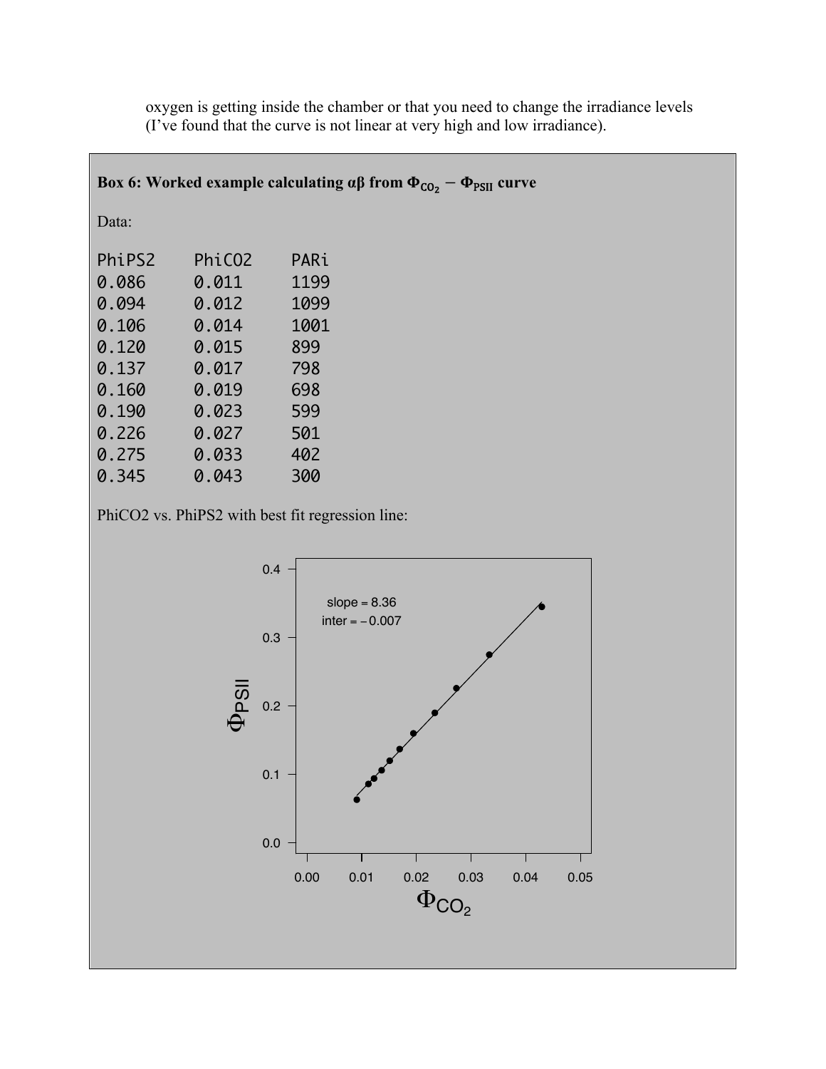oxygen is getting inside the chamber or that you need to change the irradiance levels (I've found that the curve is not linear at very high and low irradiance).

**Box 6: Worked example calculating αβ from $\Phi_{CO_2} - \Phi_{PSII}$ curve**

Data:

```
PhiPS2    PhiCO2    PARi
0.086     0.011     1199
0.094     0.012     1099
0.106     0.014     1001
0.120     0.015     899
0.137     0.017     798
0.160     0.019     698
0.190     0.023     599
0.226     0.027     501
0.275     0.033     402
0.345     0.043     300
```

PhiCO2 vs. PhiPS2 with best fit regression line: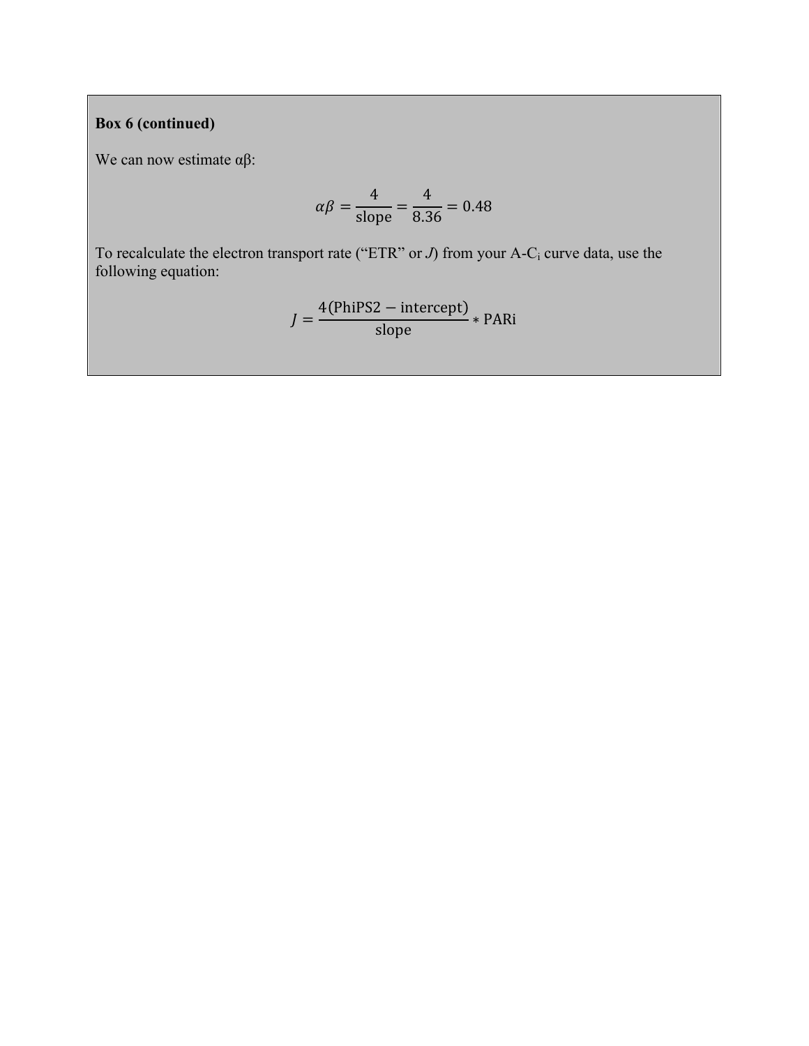**Box 6 (continued)**

We can now estimate αβ:

$$\alpha\beta = \frac{4}{\text{slope}} = \frac{4}{8.36} = 0.48$$

To recalculate the electron transport rate ("ETR" or *J*) from your A-$C_i$ curve data, use the following equation:

$$J = \frac{4(\text{PhiPS2} - \text{intercept})}{\text{slope}} * \text{PARi}$$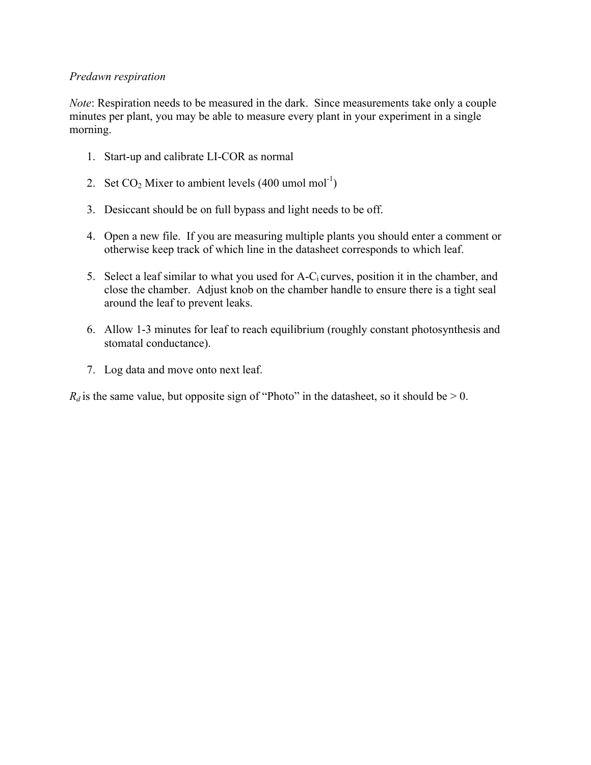*Predawn respiration*

*Note*: Respiration needs to be measured in the dark. Since measurements take only a couple minutes per plant, you may be able to measure every plant in your experiment in a single morning.

1. Start-up and calibrate LI-COR as normal
2. Set $CO_2$ Mixer to ambient levels (400 umol mol$^{-1}$)
3. Desiccant should be on full bypass and light needs to be off.
4. Open a new file. If you are measuring multiple plants you should enter a comment or otherwise keep track of which line in the datasheet corresponds to which leaf.
5. Select a leaf similar to what you used for A-$C_i$ curves, position it in the chamber, and close the chamber. Adjust knob on the chamber handle to ensure there is a tight seal around the leaf to prevent leaks.
6. Allow 1-3 minutes for leaf to reach equilibrium (roughly constant photosynthesis and stomatal conductance).
7. Log data and move onto next leaf.

$R_d$ is the same value, but opposite sign of "Photo" in the datasheet, so it should be > 0.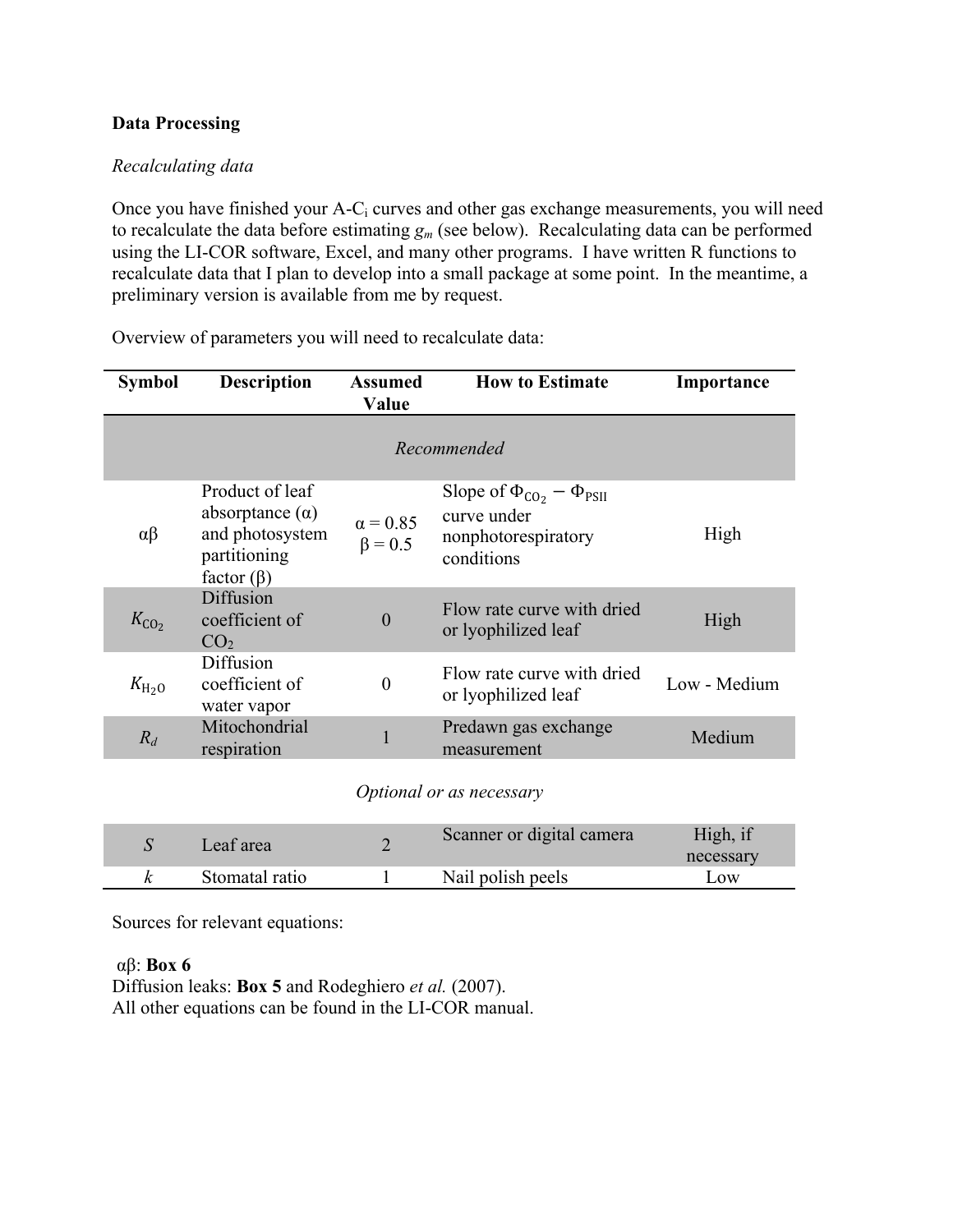**Data Processing**

*Recalculating data*

Once you have finished your A-$C_i$ curves and other gas exchange measurements, you will need to recalculate the data before estimating $g_m$ (see below). Recalculating data can be performed using the LI-COR software, Excel, and many other programs. I have written R functions to recalculate data that I plan to develop into a small package at some point. In the meantime, a preliminary version is available from me by request.

Overview of parameters you will need to recalculate data:

| Symbol | Description | Assumed Value | How to Estimate | Importance |
|---|---|---|---|---|
| *Recommended* | | | | |
| $\alpha\beta$ | Product of leaf absorptance ($\alpha$) and photosystem partitioning factor ($\beta$) | $\alpha = 0.85$ $\beta = 0.5$ | Slope of $\Phi_{CO_2} - \Phi_{PSII}$ curve under nonphotorespiratory conditions | High |
| $K_{CO_2}$ | Diffusion coefficient of $CO_2$ | 0 | Flow rate curve with dried or lyophilized leaf | High |
| $K_{H_2O}$ | Diffusion coefficient of water vapor | 0 | Flow rate curve with dried or lyophilized leaf | Low - Medium |
| $R_d$ | Mitochondrial respiration | 1 | Predawn gas exchange measurement | Medium |
| *Optional or as necessary* | | | | |
| $S$ | Leaf area | 2 | Scanner or digital camera | High, if necessary |
| $k$ | Stomatal ratio | 1 | Nail polish peels | Low |

Sources for relevant equations:

$\alpha\beta$: **Box 6**
Diffusion leaks: **Box 5** and Rodeghiero *et al.* (2007).
All other equations can be found in the LI-COR manual.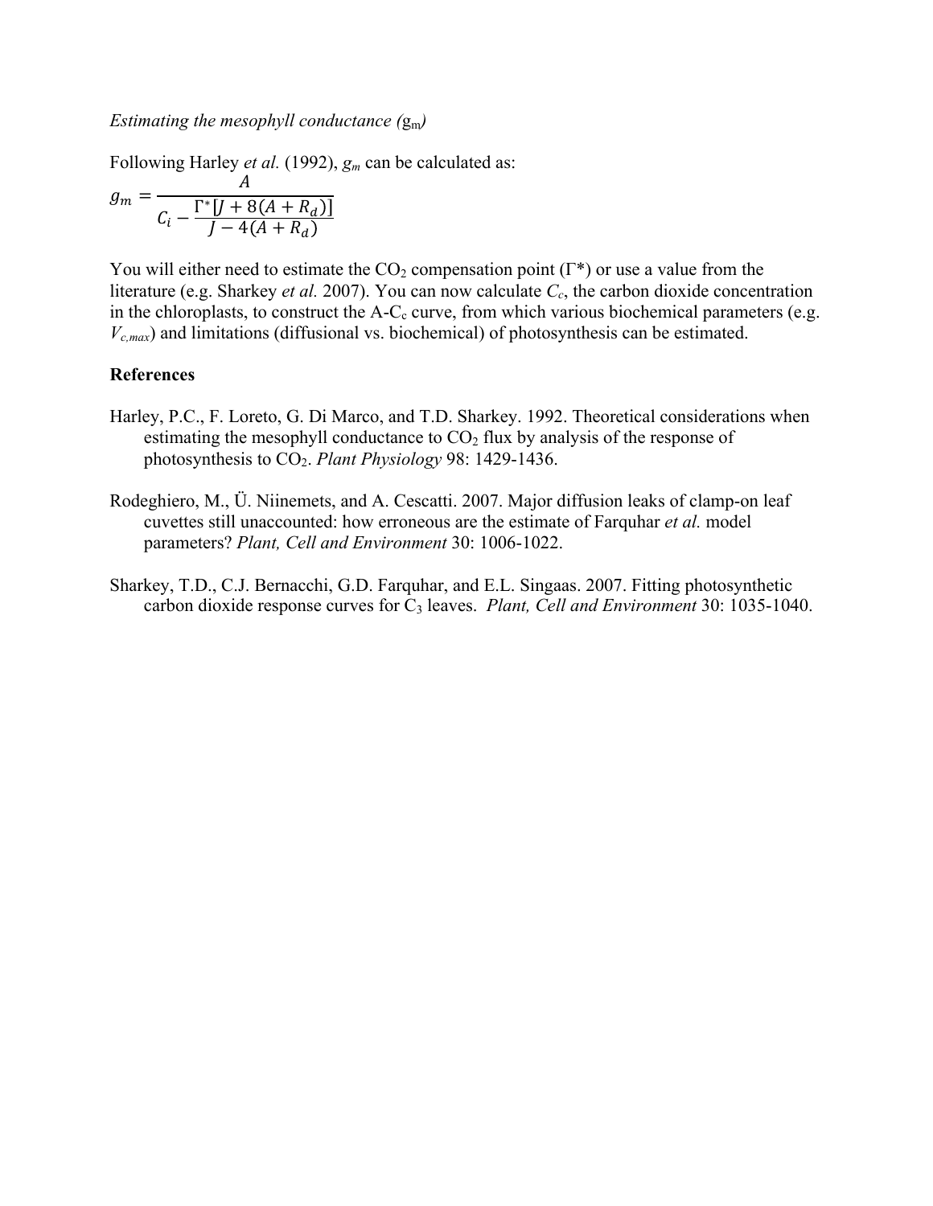*Estimating the mesophyll conductance ($g_m$)*

Following Harley *et al.* (1992), $g_m$ can be calculated as:

$$g_m = \frac{A}{C_i - \frac{\Gamma^*[J + 8(A + R_d)]}{J - 4(A + R_d)}}$$

You will either need to estimate the $CO_2$ compensation point ($\Gamma^*$) or use a value from the literature (e.g. Sharkey *et al.* 2007). You can now calculate $C_c$, the carbon dioxide concentration in the chloroplasts, to construct the A-$C_c$ curve, from which various biochemical parameters (e.g. $V_{c,max}$) and limitations (diffusional vs. biochemical) of photosynthesis can be estimated.

**References**

Harley, P.C., F. Loreto, G. Di Marco, and T.D. Sharkey. 1992. Theoretical considerations when estimating the mesophyll conductance to $CO_2$ flux by analysis of the response of photosynthesis to $CO_2$. *Plant Physiology* 98: 1429-1436.

Rodeghiero, M., Ü. Niinemets, and A. Cescatti. 2007. Major diffusion leaks of clamp-on leaf cuvettes still unaccounted: how erroneous are the estimate of Farquhar *et al.* model parameters? *Plant, Cell and Environment* 30: 1006-1022.

Sharkey, T.D., C.J. Bernacchi, G.D. Farquhar, and E.L. Singaas. 2007. Fitting photosynthetic carbon dioxide response curves for $C_3$ leaves. *Plant, Cell and Environment* 30: 1035-1040.